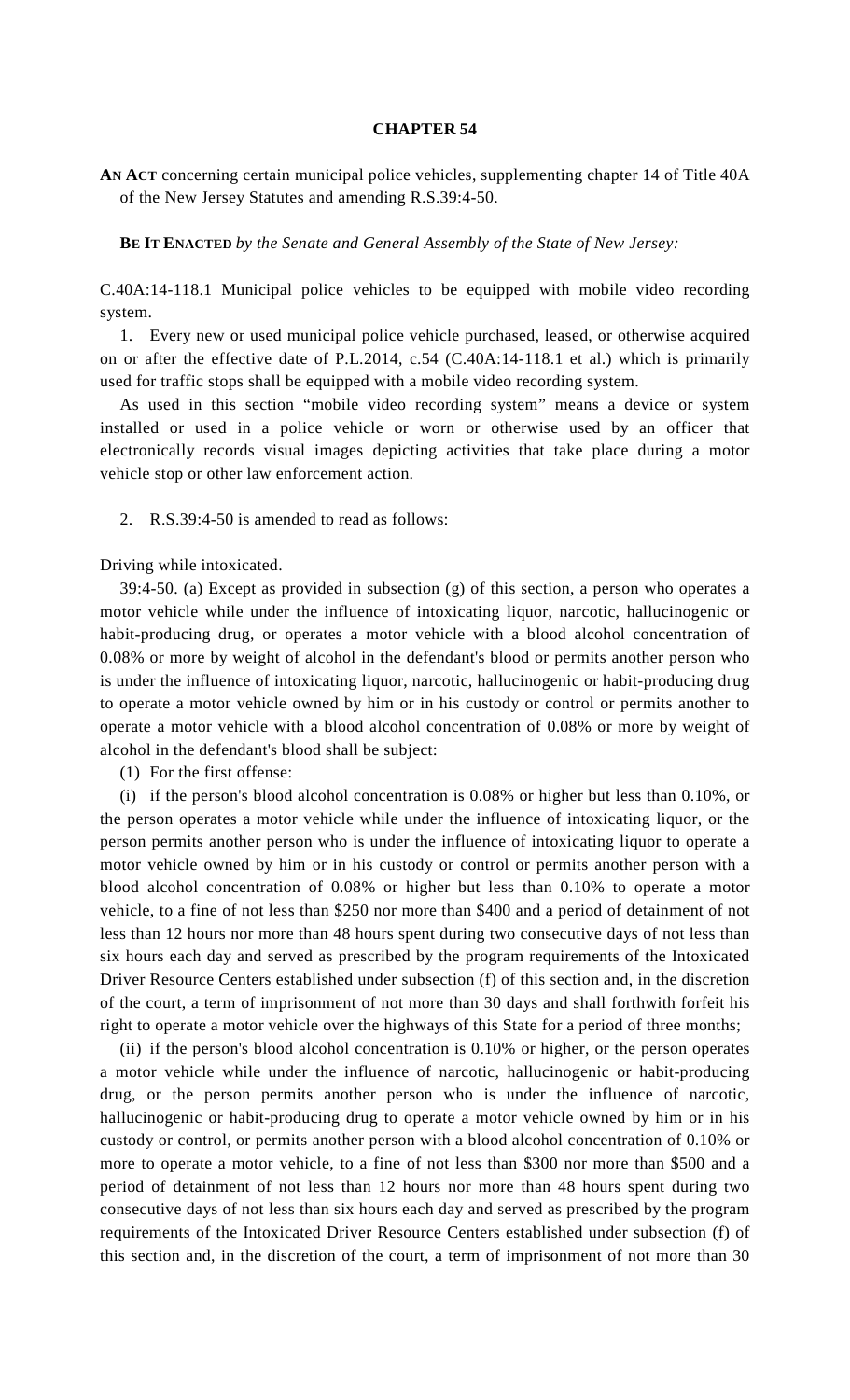# CHAPTER 54

**AN ACT** concerning certain municipal police vehicles, supplementing chapter 14 of Title 40A of the New Jersey Statutes and amending R.S.39:4-50.

**BE IT ENACTED** *by the Senate and General Assembly of the State of New Jersey:*

C.40A:14-118.1 Municipal police vehicles to be equipped with mobile video recording system.

1. Every new or used municipal police vehicle purchased, leased, or otherwise acquired on or after the effective date of P.L.2014, c.54 (C.40A:14-118.1 et al.) which is primarily used for traffic stops shall be equipped with a mobile video recording system.

As used in this section "mobile video recording system" means a device or system installed or used in a police vehicle or worn or otherwise used by an officer that electronically records visual images depicting activities that take place during a motor vehicle stop or other law enforcement action.

2. R.S.39:4-50 is amended to read as follows:

Driving while intoxicated.

39:4-50. (a) Except as provided in subsection (g) of this section, a person who operates a motor vehicle while under the influence of intoxicating liquor, narcotic, hallucinogenic or habit-producing drug, or operates a motor vehicle with a blood alcohol concentration of 0.08% or more by weight of alcohol in the defendant's blood or permits another person who is under the influence of intoxicating liquor, narcotic, hallucinogenic or habit-producing drug to operate a motor vehicle owned by him or in his custody or control or permits another to operate a motor vehicle with a blood alcohol concentration of 0.08% or more by weight of alcohol in the defendant's blood shall be subject:

(1) For the first offense:

(i) if the person's blood alcohol concentration is 0.08% or higher but less than 0.10%, or the person operates a motor vehicle while under the influence of intoxicating liquor, or the person permits another person who is under the influence of intoxicating liquor to operate a motor vehicle owned by him or in his custody or control or permits another person with a blood alcohol concentration of 0.08% or higher but less than 0.10% to operate a motor vehicle, to a fine of not less than $250 nor more than $400 and a period of detainment of not less than 12 hours nor more than 48 hours spent during two consecutive days of not less than six hours each day and served as prescribed by the program requirements of the Intoxicated Driver Resource Centers established under subsection (f) of this section and, in the discretion of the court, a term of imprisonment of not more than 30 days and shall forthwith forfeit his right to operate a motor vehicle over the highways of this State for a period of three months;

(ii) if the person's blood alcohol concentration is 0.10% or higher, or the person operates a motor vehicle while under the influence of narcotic, hallucinogenic or habit-producing drug, or the person permits another person who is under the influence of narcotic, hallucinogenic or habit-producing drug to operate a motor vehicle owned by him or in his custody or control, or permits another person with a blood alcohol concentration of 0.10% or more to operate a motor vehicle, to a fine of not less than $300 nor more than $500 and a period of detainment of not less than 12 hours nor more than 48 hours spent during two consecutive days of not less than six hours each day and served as prescribed by the program requirements of the Intoxicated Driver Resource Centers established under subsection (f) of this section and, in the discretion of the court, a term of imprisonment of not more than 30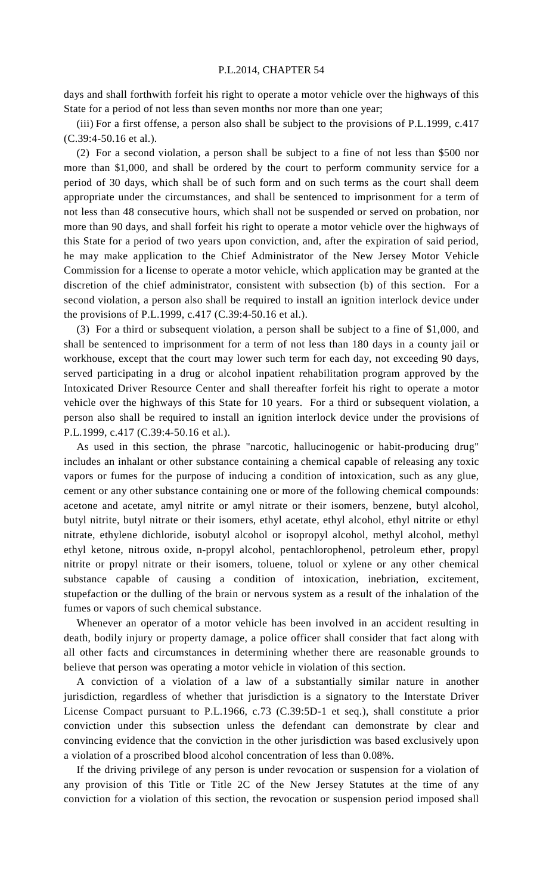days and shall forthwith forfeit his right to operate a motor vehicle over the highways of this State for a period of not less than seven months nor more than one year;

(iii) For a first offense, a person also shall be subject to the provisions of P.L.1999, c.417 (C.39:4-50.16 et al.).

(2) For a second violation, a person shall be subject to a fine of not less than $500 nor more than $1,000, and shall be ordered by the court to perform community service for a period of 30 days, which shall be of such form and on such terms as the court shall deem appropriate under the circumstances, and shall be sentenced to imprisonment for a term of not less than 48 consecutive hours, which shall not be suspended or served on probation, nor more than 90 days, and shall forfeit his right to operate a motor vehicle over the highways of this State for a period of two years upon conviction, and, after the expiration of said period, he may make application to the Chief Administrator of the New Jersey Motor Vehicle Commission for a license to operate a motor vehicle, which application may be granted at the discretion of the chief administrator, consistent with subsection (b) of this section. For a second violation, a person also shall be required to install an ignition interlock device under the provisions of P.L.1999, c.417 (C.39:4-50.16 et al.).

(3) For a third or subsequent violation, a person shall be subject to a fine of $1,000, and shall be sentenced to imprisonment for a term of not less than 180 days in a county jail or workhouse, except that the court may lower such term for each day, not exceeding 90 days, served participating in a drug or alcohol inpatient rehabilitation program approved by the Intoxicated Driver Resource Center and shall thereafter forfeit his right to operate a motor vehicle over the highways of this State for 10 years. For a third or subsequent violation, a person also shall be required to install an ignition interlock device under the provisions of P.L.1999, c.417 (C.39:4-50.16 et al.).

As used in this section, the phrase "narcotic, hallucinogenic or habit-producing drug" includes an inhalant or other substance containing a chemical capable of releasing any toxic vapors or fumes for the purpose of inducing a condition of intoxication, such as any glue, cement or any other substance containing one or more of the following chemical compounds: acetone and acetate, amyl nitrite or amyl nitrate or their isomers, benzene, butyl alcohol, butyl nitrite, butyl nitrate or their isomers, ethyl acetate, ethyl alcohol, ethyl nitrite or ethyl nitrate, ethylene dichloride, isobutyl alcohol or isopropyl alcohol, methyl alcohol, methyl ethyl ketone, nitrous oxide, n-propyl alcohol, pentachlorophenol, petroleum ether, propyl nitrite or propyl nitrate or their isomers, toluene, toluol or xylene or any other chemical substance capable of causing a condition of intoxication, inebriation, excitement, stupefaction or the dulling of the brain or nervous system as a result of the inhalation of the fumes or vapors of such chemical substance.

Whenever an operator of a motor vehicle has been involved in an accident resulting in death, bodily injury or property damage, a police officer shall consider that fact along with all other facts and circumstances in determining whether there are reasonable grounds to believe that person was operating a motor vehicle in violation of this section.

A conviction of a violation of a law of a substantially similar nature in another jurisdiction, regardless of whether that jurisdiction is a signatory to the Interstate Driver License Compact pursuant to P.L.1966, c.73 (C.39:5D-1 et seq.), shall constitute a prior conviction under this subsection unless the defendant can demonstrate by clear and convincing evidence that the conviction in the other jurisdiction was based exclusively upon a violation of a proscribed blood alcohol concentration of less than 0.08%.

If the driving privilege of any person is under revocation or suspension for a violation of any provision of this Title or Title 2C of the New Jersey Statutes at the time of any conviction for a violation of this section, the revocation or suspension period imposed shall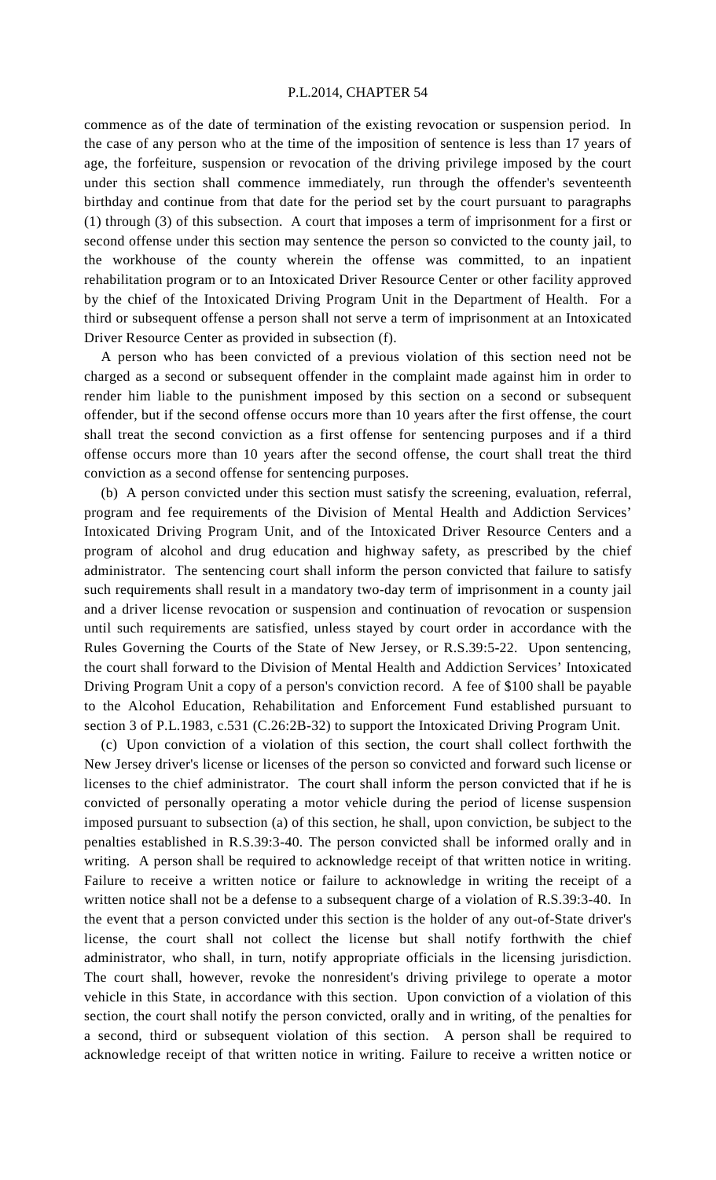commence as of the date of termination of the existing revocation or suspension period. In the case of any person who at the time of the imposition of sentence is less than 17 years of age, the forfeiture, suspension or revocation of the driving privilege imposed by the court under this section shall commence immediately, run through the offender's seventeenth birthday and continue from that date for the period set by the court pursuant to paragraphs (1) through (3) of this subsection. A court that imposes a term of imprisonment for a first or second offense under this section may sentence the person so convicted to the county jail, to the workhouse of the county wherein the offense was committed, to an inpatient rehabilitation program or to an Intoxicated Driver Resource Center or other facility approved by the chief of the Intoxicated Driving Program Unit in the Department of Health. For a third or subsequent offense a person shall not serve a term of imprisonment at an Intoxicated Driver Resource Center as provided in subsection (f).

A person who has been convicted of a previous violation of this section need not be charged as a second or subsequent offender in the complaint made against him in order to render him liable to the punishment imposed by this section on a second or subsequent offender, but if the second offense occurs more than 10 years after the first offense, the court shall treat the second conviction as a first offense for sentencing purposes and if a third offense occurs more than 10 years after the second offense, the court shall treat the third conviction as a second offense for sentencing purposes.

(b) A person convicted under this section must satisfy the screening, evaluation, referral, program and fee requirements of the Division of Mental Health and Addiction Services' Intoxicated Driving Program Unit, and of the Intoxicated Driver Resource Centers and a program of alcohol and drug education and highway safety, as prescribed by the chief administrator. The sentencing court shall inform the person convicted that failure to satisfy such requirements shall result in a mandatory two-day term of imprisonment in a county jail and a driver license revocation or suspension and continuation of revocation or suspension until such requirements are satisfied, unless stayed by court order in accordance with the Rules Governing the Courts of the State of New Jersey, or R.S.39:5-22. Upon sentencing, the court shall forward to the Division of Mental Health and Addiction Services' Intoxicated Driving Program Unit a copy of a person's conviction record. A fee of $100 shall be payable to the Alcohol Education, Rehabilitation and Enforcement Fund established pursuant to section 3 of P.L.1983, c.531 (C.26:2B-32) to support the Intoxicated Driving Program Unit.

(c) Upon conviction of a violation of this section, the court shall collect forthwith the New Jersey driver's license or licenses of the person so convicted and forward such license or licenses to the chief administrator. The court shall inform the person convicted that if he is convicted of personally operating a motor vehicle during the period of license suspension imposed pursuant to subsection (a) of this section, he shall, upon conviction, be subject to the penalties established in R.S.39:3-40. The person convicted shall be informed orally and in writing. A person shall be required to acknowledge receipt of that written notice in writing. Failure to receive a written notice or failure to acknowledge in writing the receipt of a written notice shall not be a defense to a subsequent charge of a violation of R.S.39:3-40. In the event that a person convicted under this section is the holder of any out-of-State driver's license, the court shall not collect the license but shall notify forthwith the chief administrator, who shall, in turn, notify appropriate officials in the licensing jurisdiction. The court shall, however, revoke the nonresident's driving privilege to operate a motor vehicle in this State, in accordance with this section. Upon conviction of a violation of this section, the court shall notify the person convicted, orally and in writing, of the penalties for a second, third or subsequent violation of this section. A person shall be required to acknowledge receipt of that written notice in writing. Failure to receive a written notice or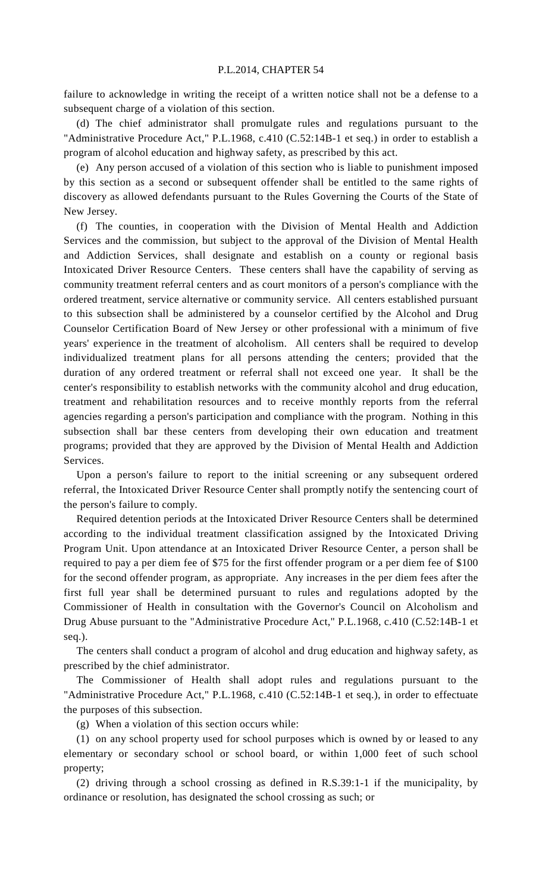failure to acknowledge in writing the receipt of a written notice shall not be a defense to a subsequent charge of a violation of this section.

(d) The chief administrator shall promulgate rules and regulations pursuant to the "Administrative Procedure Act," P.L.1968, c.410 (C.52:14B-1 et seq.) in order to establish a program of alcohol education and highway safety, as prescribed by this act.

(e) Any person accused of a violation of this section who is liable to punishment imposed by this section as a second or subsequent offender shall be entitled to the same rights of discovery as allowed defendants pursuant to the Rules Governing the Courts of the State of New Jersey.

(f) The counties, in cooperation with the Division of Mental Health and Addiction Services and the commission, but subject to the approval of the Division of Mental Health and Addiction Services, shall designate and establish on a county or regional basis Intoxicated Driver Resource Centers. These centers shall have the capability of serving as community treatment referral centers and as court monitors of a person's compliance with the ordered treatment, service alternative or community service. All centers established pursuant to this subsection shall be administered by a counselor certified by the Alcohol and Drug Counselor Certification Board of New Jersey or other professional with a minimum of five years' experience in the treatment of alcoholism. All centers shall be required to develop individualized treatment plans for all persons attending the centers; provided that the duration of any ordered treatment or referral shall not exceed one year. It shall be the center's responsibility to establish networks with the community alcohol and drug education, treatment and rehabilitation resources and to receive monthly reports from the referral agencies regarding a person's participation and compliance with the program. Nothing in this subsection shall bar these centers from developing their own education and treatment programs; provided that they are approved by the Division of Mental Health and Addiction Services.

Upon a person's failure to report to the initial screening or any subsequent ordered referral, the Intoxicated Driver Resource Center shall promptly notify the sentencing court of the person's failure to comply.

Required detention periods at the Intoxicated Driver Resource Centers shall be determined according to the individual treatment classification assigned by the Intoxicated Driving Program Unit. Upon attendance at an Intoxicated Driver Resource Center, a person shall be required to pay a per diem fee of $75 for the first offender program or a per diem fee of $100 for the second offender program, as appropriate. Any increases in the per diem fees after the first full year shall be determined pursuant to rules and regulations adopted by the Commissioner of Health in consultation with the Governor's Council on Alcoholism and Drug Abuse pursuant to the "Administrative Procedure Act," P.L.1968, c.410 (C.52:14B-1 et seq.).

The centers shall conduct a program of alcohol and drug education and highway safety, as prescribed by the chief administrator.

The Commissioner of Health shall adopt rules and regulations pursuant to the "Administrative Procedure Act," P.L.1968, c.410 (C.52:14B-1 et seq.), in order to effectuate the purposes of this subsection.

(g) When a violation of this section occurs while:

(1) on any school property used for school purposes which is owned by or leased to any elementary or secondary school or school board, or within 1,000 feet of such school property;

(2) driving through a school crossing as defined in R.S.39:1-1 if the municipality, by ordinance or resolution, has designated the school crossing as such; or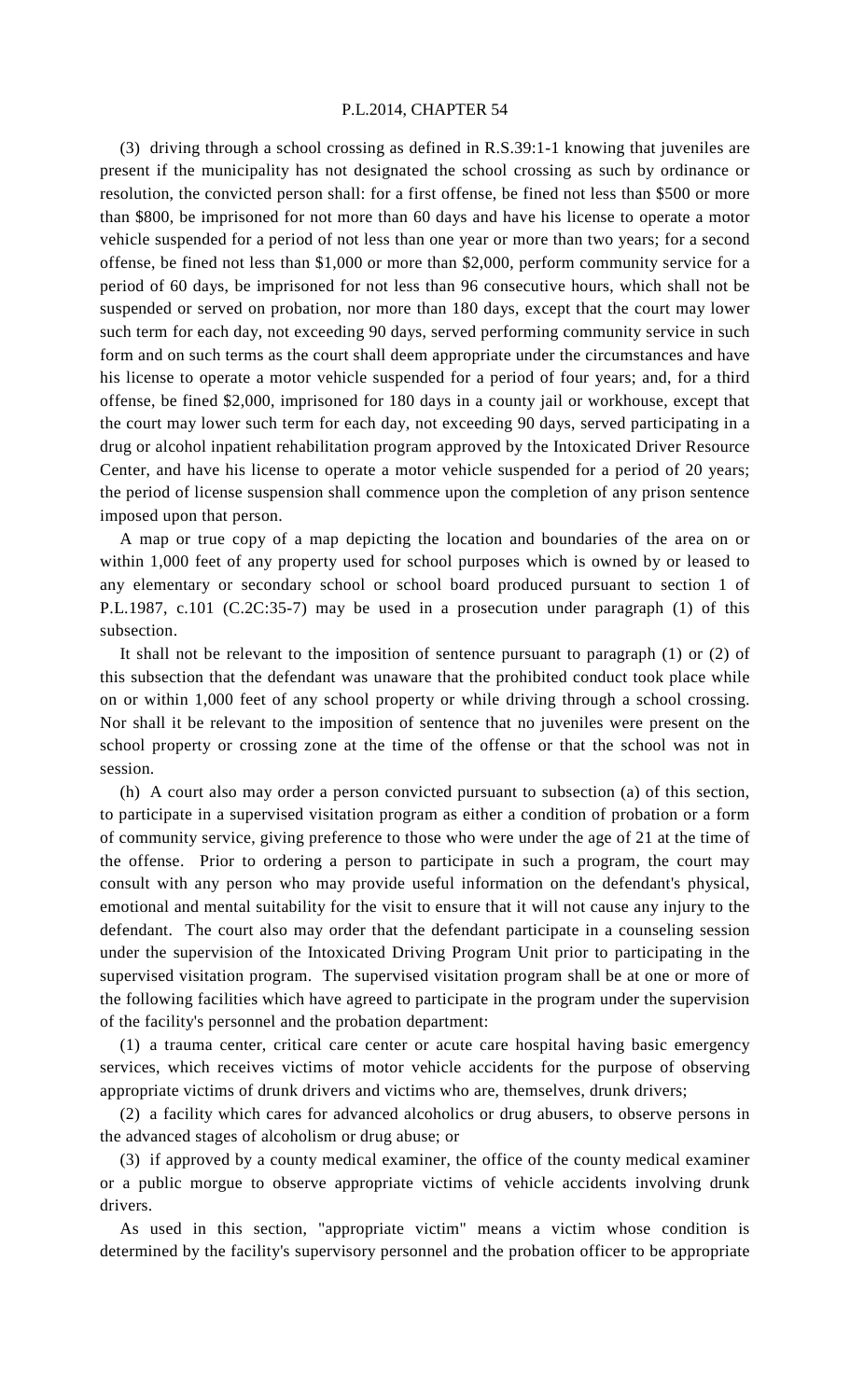(3) driving through a school crossing as defined in R.S.39:1-1 knowing that juveniles are present if the municipality has not designated the school crossing as such by ordinance or resolution, the convicted person shall: for a first offense, be fined not less than $500 or more than $800, be imprisoned for not more than 60 days and have his license to operate a motor vehicle suspended for a period of not less than one year or more than two years; for a second offense, be fined not less than $1,000 or more than $2,000, perform community service for a period of 60 days, be imprisoned for not less than 96 consecutive hours, which shall not be suspended or served on probation, nor more than 180 days, except that the court may lower such term for each day, not exceeding 90 days, served performing community service in such form and on such terms as the court shall deem appropriate under the circumstances and have his license to operate a motor vehicle suspended for a period of four years; and, for a third offense, be fined $2,000, imprisoned for 180 days in a county jail or workhouse, except that the court may lower such term for each day, not exceeding 90 days, served participating in a drug or alcohol inpatient rehabilitation program approved by the Intoxicated Driver Resource Center, and have his license to operate a motor vehicle suspended for a period of 20 years; the period of license suspension shall commence upon the completion of any prison sentence imposed upon that person.

A map or true copy of a map depicting the location and boundaries of the area on or within 1,000 feet of any property used for school purposes which is owned by or leased to any elementary or secondary school or school board produced pursuant to section 1 of P.L.1987, c.101 (C.2C:35-7) may be used in a prosecution under paragraph (1) of this subsection.

It shall not be relevant to the imposition of sentence pursuant to paragraph (1) or (2) of this subsection that the defendant was unaware that the prohibited conduct took place while on or within 1,000 feet of any school property or while driving through a school crossing. Nor shall it be relevant to the imposition of sentence that no juveniles were present on the school property or crossing zone at the time of the offense or that the school was not in session.

(h) A court also may order a person convicted pursuant to subsection (a) of this section, to participate in a supervised visitation program as either a condition of probation or a form of community service, giving preference to those who were under the age of 21 at the time of the offense. Prior to ordering a person to participate in such a program, the court may consult with any person who may provide useful information on the defendant's physical, emotional and mental suitability for the visit to ensure that it will not cause any injury to the defendant. The court also may order that the defendant participate in a counseling session under the supervision of the Intoxicated Driving Program Unit prior to participating in the supervised visitation program. The supervised visitation program shall be at one or more of the following facilities which have agreed to participate in the program under the supervision of the facility's personnel and the probation department:

(1) a trauma center, critical care center or acute care hospital having basic emergency services, which receives victims of motor vehicle accidents for the purpose of observing appropriate victims of drunk drivers and victims who are, themselves, drunk drivers;

(2) a facility which cares for advanced alcoholics or drug abusers, to observe persons in the advanced stages of alcoholism or drug abuse; or

(3) if approved by a county medical examiner, the office of the county medical examiner or a public morgue to observe appropriate victims of vehicle accidents involving drunk drivers.

As used in this section, "appropriate victim" means a victim whose condition is determined by the facility's supervisory personnel and the probation officer to be appropriate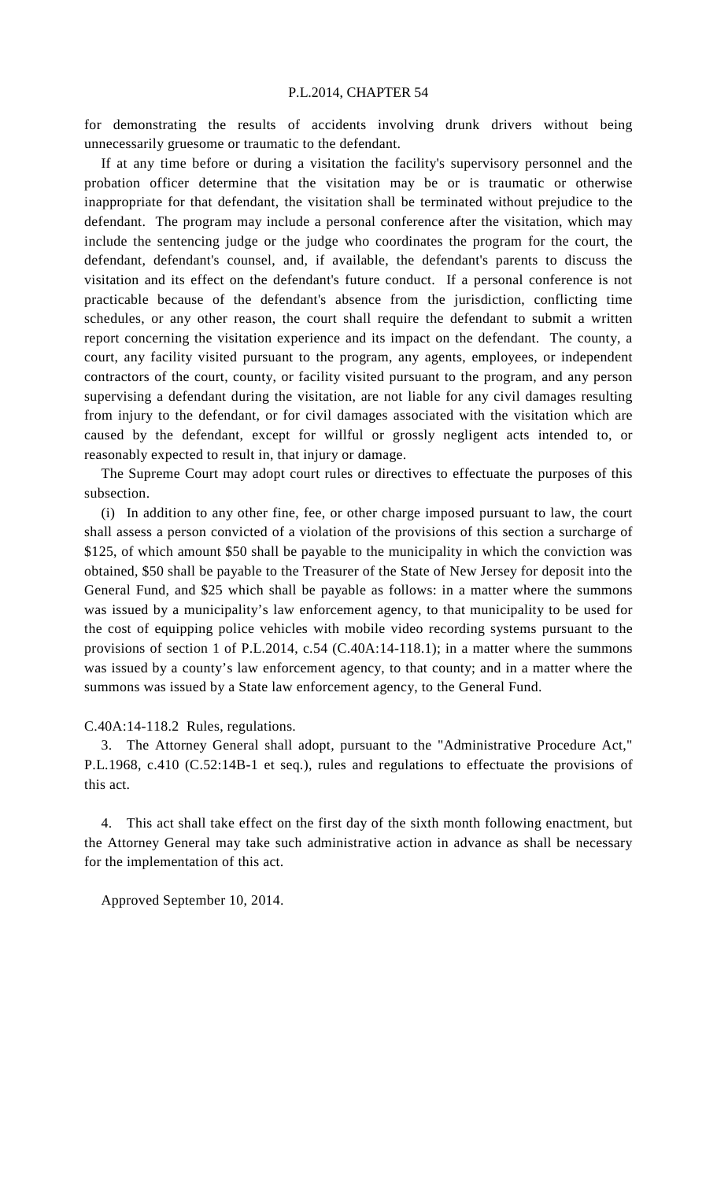for demonstrating the results of accidents involving drunk drivers without being unnecessarily gruesome or traumatic to the defendant.

If at any time before or during a visitation the facility's supervisory personnel and the probation officer determine that the visitation may be or is traumatic or otherwise inappropriate for that defendant, the visitation shall be terminated without prejudice to the defendant. The program may include a personal conference after the visitation, which may include the sentencing judge or the judge who coordinates the program for the court, the defendant, defendant's counsel, and, if available, the defendant's parents to discuss the visitation and its effect on the defendant's future conduct. If a personal conference is not practicable because of the defendant's absence from the jurisdiction, conflicting time schedules, or any other reason, the court shall require the defendant to submit a written report concerning the visitation experience and its impact on the defendant. The county, a court, any facility visited pursuant to the program, any agents, employees, or independent contractors of the court, county, or facility visited pursuant to the program, and any person supervising a defendant during the visitation, are not liable for any civil damages resulting from injury to the defendant, or for civil damages associated with the visitation which are caused by the defendant, except for willful or grossly negligent acts intended to, or reasonably expected to result in, that injury or damage.

The Supreme Court may adopt court rules or directives to effectuate the purposes of this subsection.

(i) In addition to any other fine, fee, or other charge imposed pursuant to law, the court shall assess a person convicted of a violation of the provisions of this section a surcharge of $125, of which amount $50 shall be payable to the municipality in which the conviction was obtained, $50 shall be payable to the Treasurer of the State of New Jersey for deposit into the General Fund, and $25 which shall be payable as follows: in a matter where the summons was issued by a municipality's law enforcement agency, to that municipality to be used for the cost of equipping police vehicles with mobile video recording systems pursuant to the provisions of section 1 of P.L.2014, c.54 (C.40A:14-118.1); in a matter where the summons was issued by a county's law enforcement agency, to that county; and in a matter where the summons was issued by a State law enforcement agency, to the General Fund.

C.40A:14-118.2 Rules, regulations.

3. The Attorney General shall adopt, pursuant to the "Administrative Procedure Act," P.L.1968, c.410 (C.52:14B-1 et seq.), rules and regulations to effectuate the provisions of this act.

4. This act shall take effect on the first day of the sixth month following enactment, but the Attorney General may take such administrative action in advance as shall be necessary for the implementation of this act.

Approved September 10, 2014.